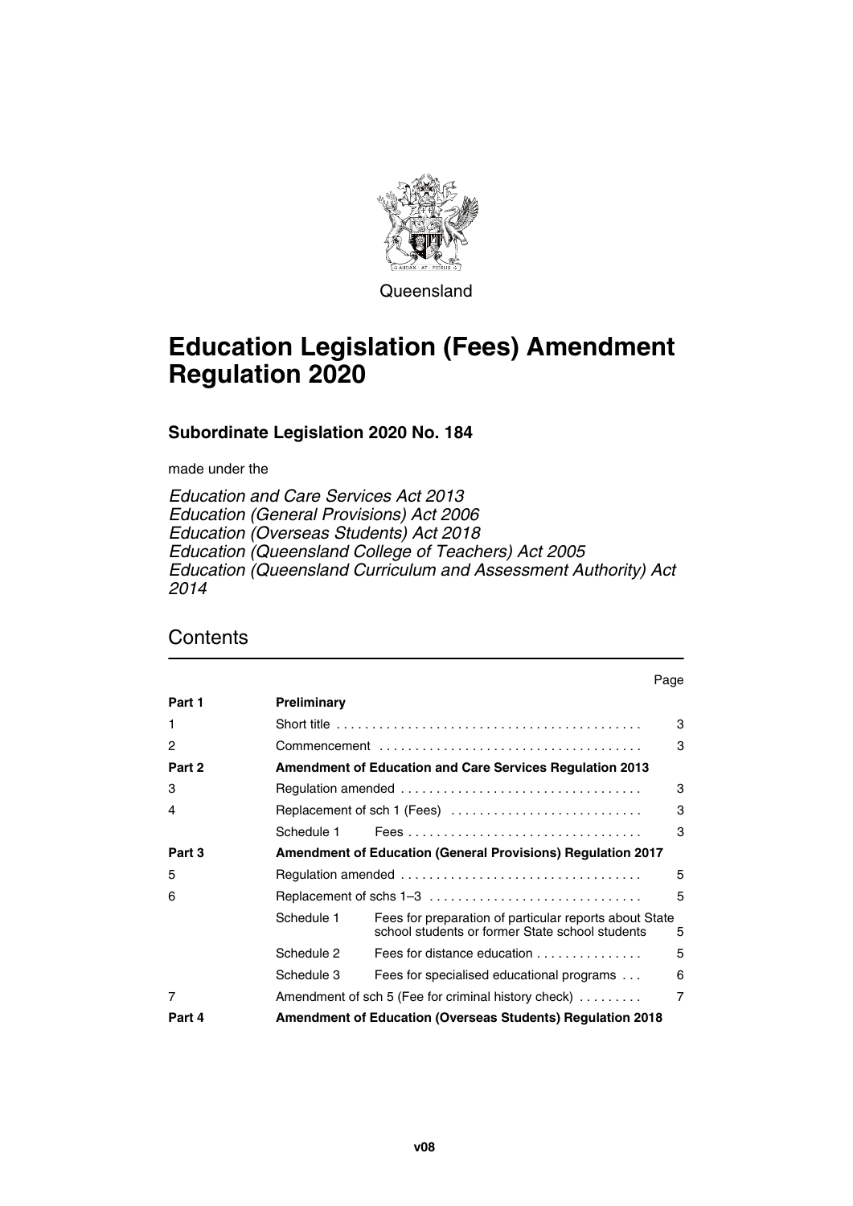Queensland

# Education Legislation (Fees) Amendment Regulation 2020

## Subordinate Legislation 2020 No. 184

made under the

*Education and Care Services Act 2013*
*Education (General Provisions) Act 2006*
*Education (Overseas Students) Act 2018*
*Education (Queensland College of Teachers) Act 2005*
*Education (Queensland Curriculum and Assessment Authority) Act 2014*

## Contents

| | | | Page |
|---|---|---|---|
| **Part 1** | **Preliminary** | | |
| 1 | Short title | | 3 |
| 2 | Commencement | | 3 |
| **Part 2** | **Amendment of Education and Care Services Regulation 2013** | | |
| 3 | Regulation amended | | 3 |
| 4 | Replacement of sch 1 (Fees) | | 3 |
| | Schedule 1 | Fees | 3 |
| **Part 3** | **Amendment of Education (General Provisions) Regulation 2017** | | |
| 5 | Regulation amended | | 5 |
| 6 | Replacement of schs 1–3 | | 5 |
| | Schedule 1 | Fees for preparation of particular reports about State school students or former State school students | 5 |
| | Schedule 2 | Fees for distance education | 5 |
| | Schedule 3 | Fees for specialised educational programs | 6 |
| 7 | Amendment of sch 5 (Fee for criminal history check) | | 7 |
| **Part 4** | **Amendment of Education (Overseas Students) Regulation 2018** | | |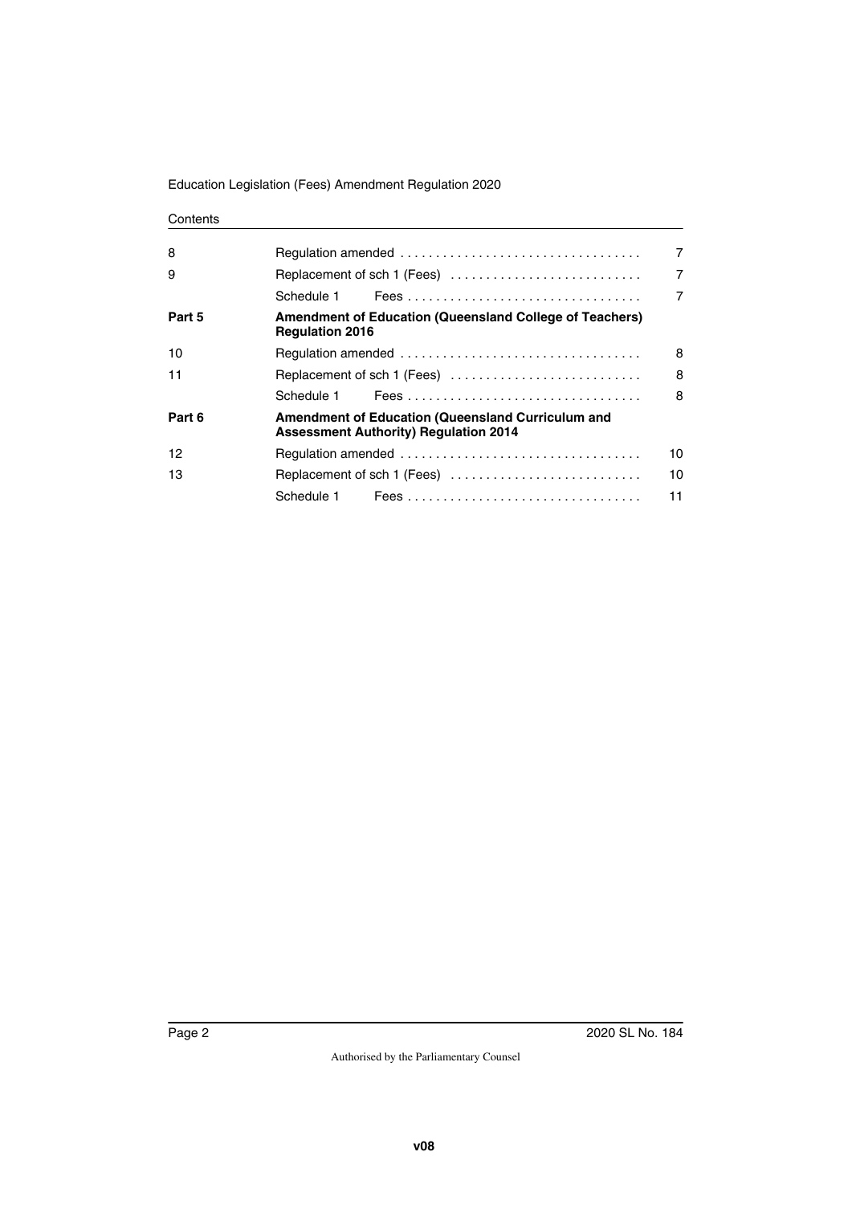Contents

| | | |
|---|---|---|
| 8 | Regulation amended | 7 |
| 9 | Replacement of sch 1 (Fees) | 7 |
| | Schedule 1 Fees | 7 |
| **Part 5** | **Amendment of Education (Queensland College of Teachers) Regulation 2016** | |
| 10 | Regulation amended | 8 |
| 11 | Replacement of sch 1 (Fees) | 8 |
| | Schedule 1 Fees | 8 |
| **Part 6** | **Amendment of Education (Queensland Curriculum and Assessment Authority) Regulation 2014** | |
| 12 | Regulation amended | 10 |
| 13 | Replacement of sch 1 (Fees) | 10 |
| | Schedule 1 Fees | 11 |

2020 SL No. 184

Authorised by the Parliamentary Counsel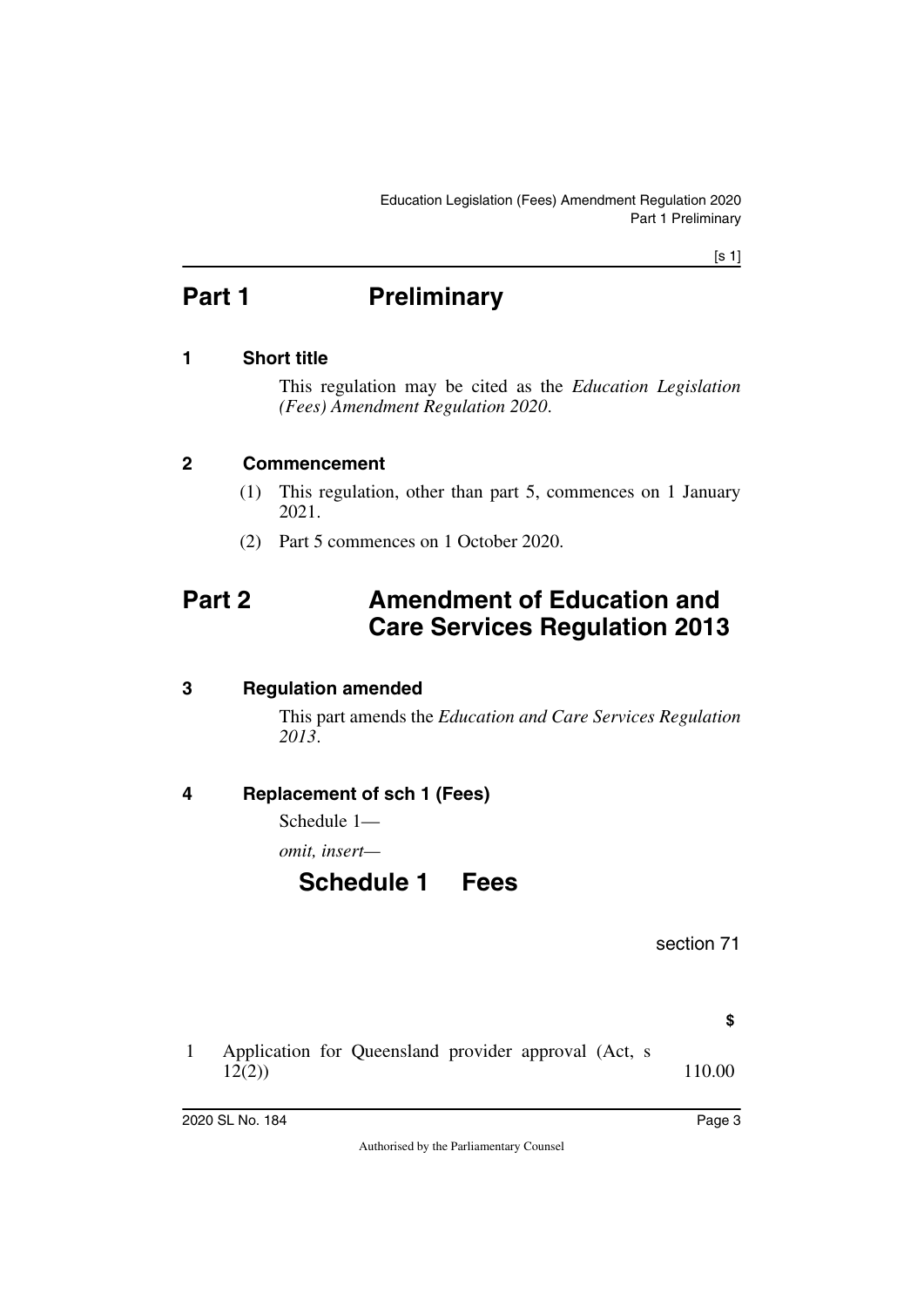# Part 1 Preliminary

## 1 Short title

This regulation may be cited as the *Education Legislation (Fees) Amendment Regulation 2020*.

## 2 Commencement

(1) This regulation, other than part 5, commences on 1 January 2021.

(2) Part 5 commences on 1 October 2020.

# Part 2 Amendment of Education and Care Services Regulation 2013

## 3 Regulation amended

This part amends the *Education and Care Services Regulation 2013*.

## 4 Replacement of sch 1 (Fees)

Schedule 1—

*omit, insert—*

### Schedule 1 Fees

section 71

| | | $ |
|---|---|---|
| 1 | Application for Queensland provider approval (Act, s 12(2)) | 110.00 |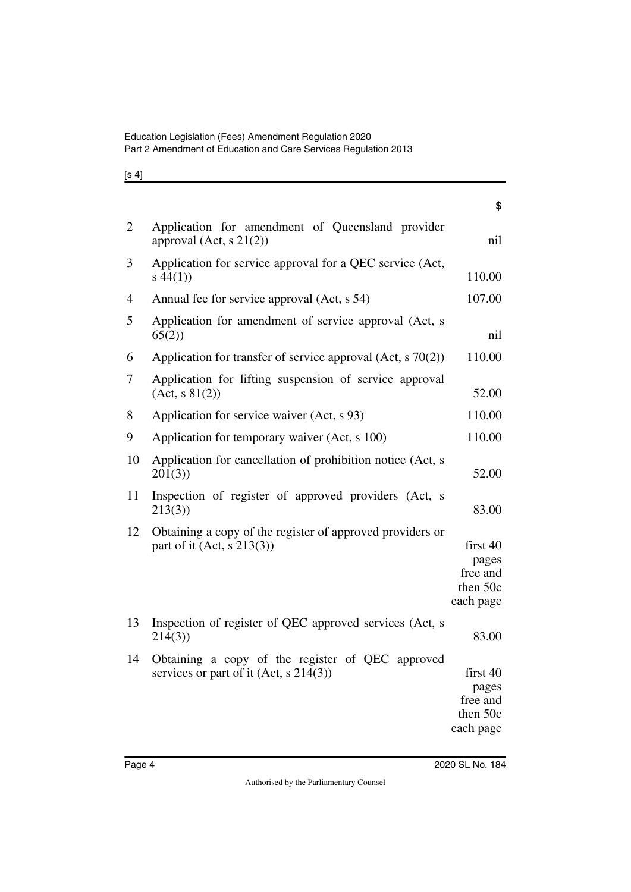| | | $ |
|---|---|---|
| 2 | Application for amendment of Queensland provider approval (Act, s 21(2)) | nil |
| 3 | Application for service approval for a QEC service (Act, s 44(1)) | 110.00 |
| 4 | Annual fee for service approval (Act, s 54) | 107.00 |
| 5 | Application for amendment of service approval (Act, s 65(2)) | nil |
| 6 | Application for transfer of service approval (Act, s 70(2)) | 110.00 |
| 7 | Application for lifting suspension of service approval (Act, s 81(2)) | 52.00 |
| 8 | Application for service waiver (Act, s 93) | 110.00 |
| 9 | Application for temporary waiver (Act, s 100) | 110.00 |
| 10 | Application for cancellation of prohibition notice (Act, s 201(3)) | 52.00 |
| 11 | Inspection of register of approved providers (Act, s 213(3)) | 83.00 |
| 12 | Obtaining a copy of the register of approved providers or part of it (Act, s 213(3)) | first 40 pages free and then 50c each page |
| 13 | Inspection of register of QEC approved services (Act, s 214(3)) | 83.00 |
| 14 | Obtaining a copy of the register of QEC approved services or part of it (Act, s 214(3)) | first 40 pages free and then 50c each page |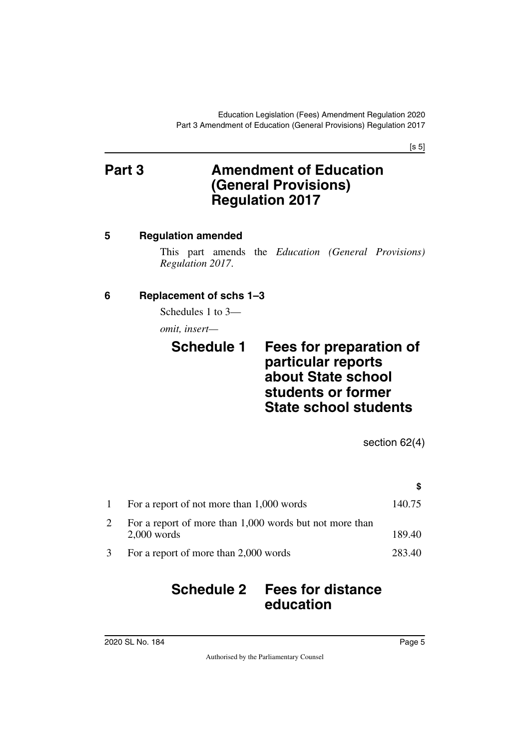# Part 3 Amendment of Education (General Provisions) Regulation 2017

## 5 Regulation amended

This part amends the *Education (General Provisions) Regulation 2017*.

## 6 Replacement of schs 1–3

Schedules 1 to 3—

*omit, insert—*

## Schedule 1 Fees for preparation of particular reports about State school students or former State school students

section 62(4)

| | | $ |
|---|---|---|
| 1 | For a report of not more than 1,000 words | 140.75 |
| 2 | For a report of more than 1,000 words but not more than 2,000 words | 189.40 |
| 3 | For a report of more than 2,000 words | 283.40 |

## Schedule 2 Fees for distance education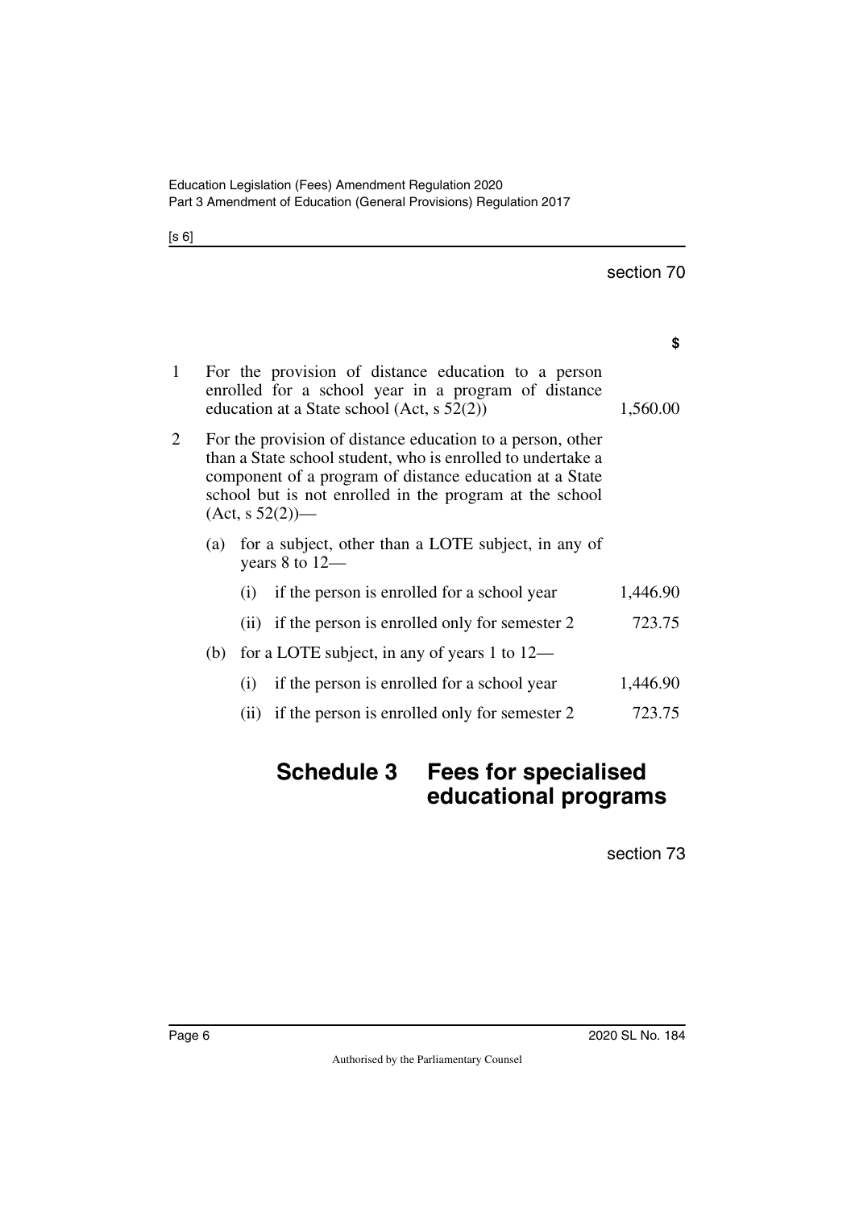section 70

| | | $ |
|---|---|---|
| 1 | For the provision of distance education to a person enrolled for a school year in a program of distance education at a State school (Act, s 52(2)) | 1,560.00 |
| 2 | For the provision of distance education to a person, other than a State school student, who is enrolled to undertake a component of a program of distance education at a State school but is not enrolled in the program at the school (Act, s 52(2))— | |
| | (a) for a subject, other than a LOTE subject, in any of years 8 to 12— | |
| | (i) if the person is enrolled for a school year | 1,446.90 |
| | (ii) if the person is enrolled only for semester 2 | 723.75 |
| | (b) for a LOTE subject, in any of years 1 to 12— | |
| | (i) if the person is enrolled for a school year | 1,446.90 |
| | (ii) if the person is enrolled only for semester 2 | 723.75 |

# Schedule 3 Fees for specialised educational programs

section 73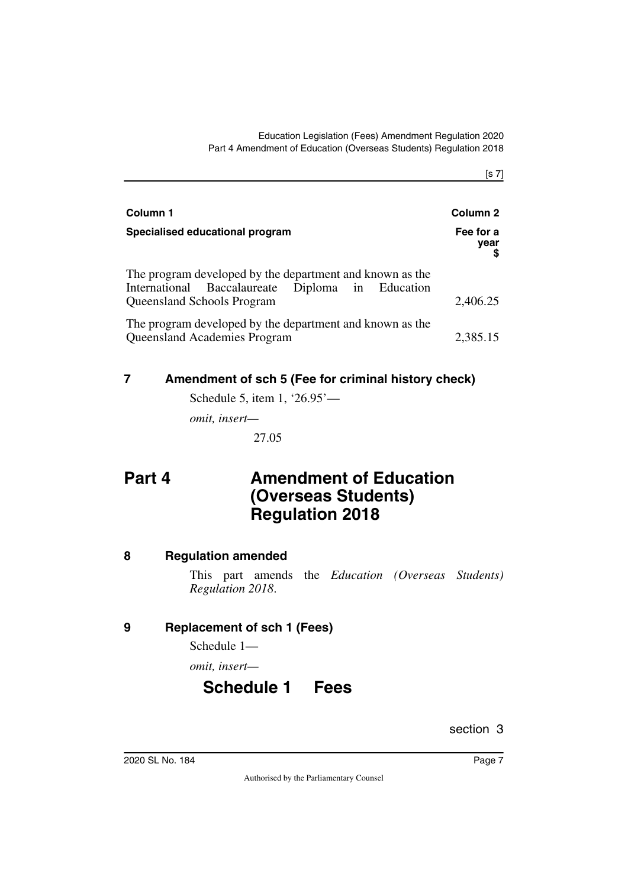| Column 1<br>Specialised educational program | Column 2<br>Fee for a year<br>$ |
|---|---|
| The program developed by the department and known as the International Baccalaureate Diploma in Education Queensland Schools Program | 2,406.25 |
| The program developed by the department and known as the Queensland Academies Program | 2,385.15 |

## 7 Amendment of sch 5 (Fee for criminal history check)

Schedule 5, item 1, '26.95'—

*omit, insert—*

27.05

# Part 4 Amendment of Education (Overseas Students) Regulation 2018

## 8 Regulation amended

This part amends the *Education (Overseas Students) Regulation 2018*.

## 9 Replacement of sch 1 (Fees)

Schedule 1—

*omit, insert—*

# Schedule 1 Fees

section 3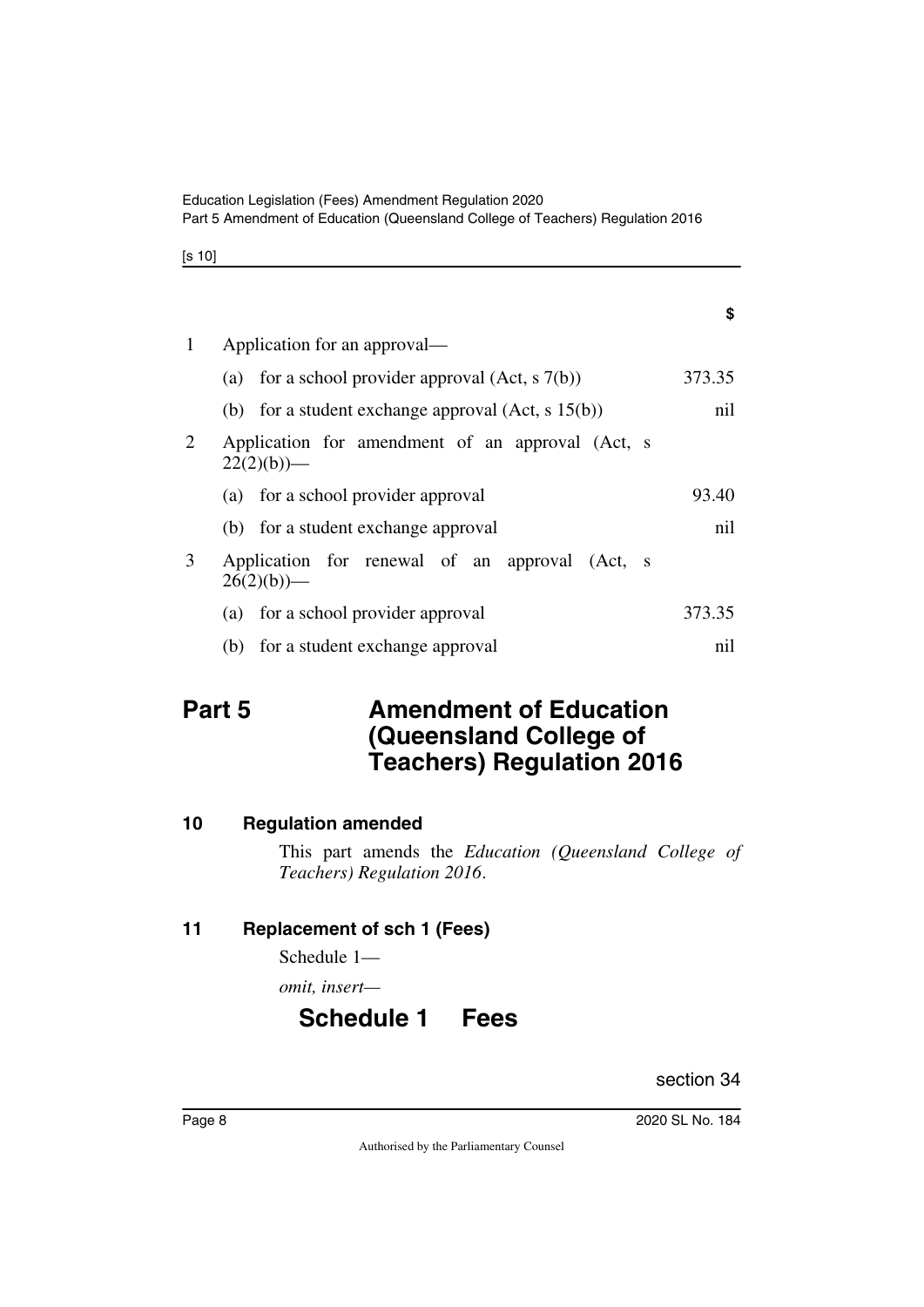| | | $ |
|---|---|---|
| 1 | Application for an approval— | |
| | (a) for a school provider approval (Act, s 7(b)) | 373.35 |
| | (b) for a student exchange approval (Act, s 15(b)) | nil |
| 2 | Application for amendment of an approval (Act, s 22(2)(b))— | |
| | (a) for a school provider approval | 93.40 |
| | (b) for a student exchange approval | nil |
| 3 | Application for renewal of an approval (Act, s 26(2)(b))— | |
| | (a) for a school provider approval | 373.35 |
| | (b) for a student exchange approval | nil |

# Part 5 Amendment of Education (Queensland College of Teachers) Regulation 2016

## 10 Regulation amended

This part amends the *Education (Queensland College of Teachers) Regulation 2016*.

## 11 Replacement of sch 1 (Fees)

Schedule 1—

*omit, insert—*

# Schedule 1 Fees

section 34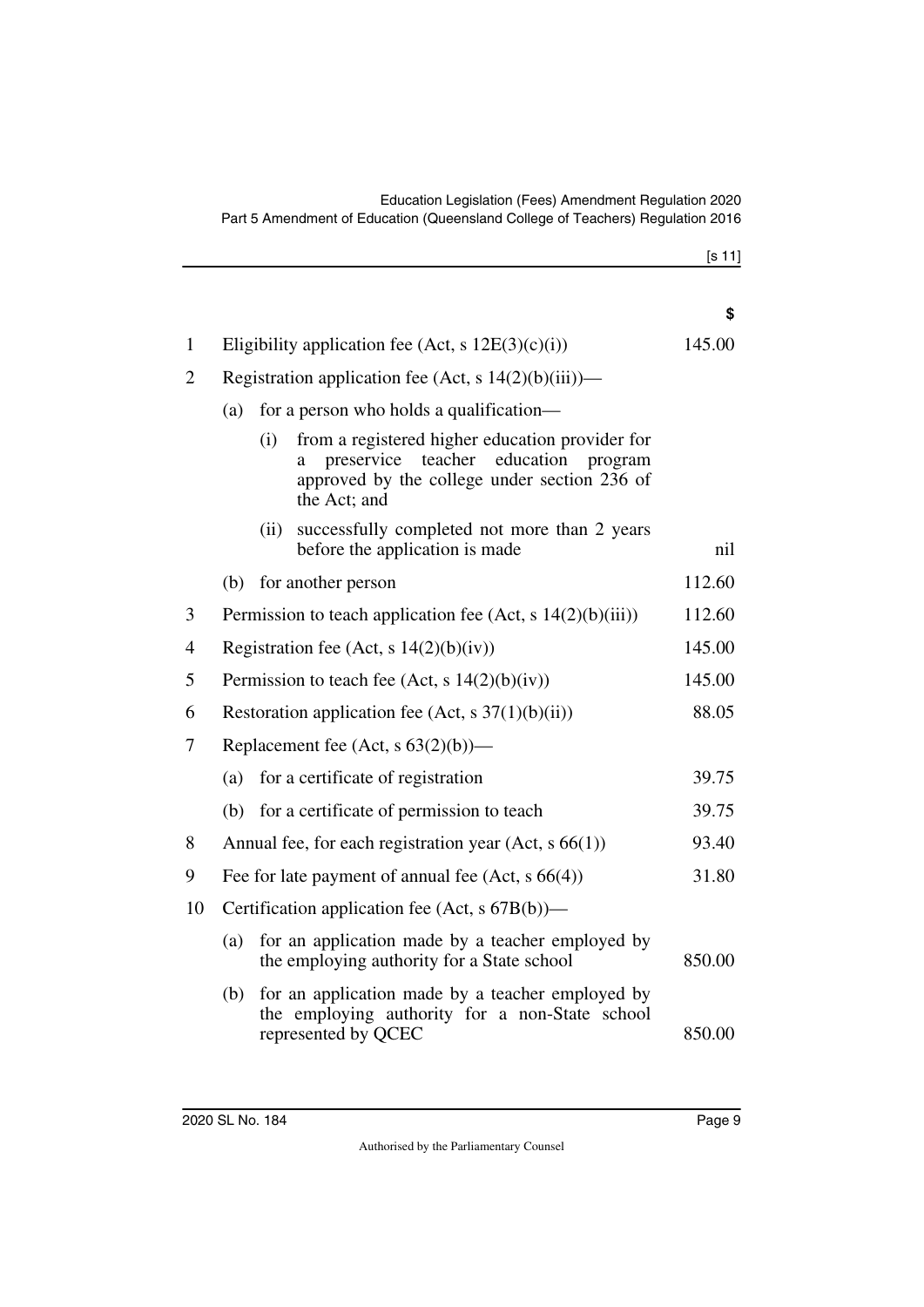| | | $ |
|---|---|---|
| 1 | Eligibility application fee (Act, s 12E(3)(c)(i)) | 145.00 |
| 2 | Registration application fee (Act, s 14(2)(b)(iii))— | |
| | (a) for a person who holds a qualification— | |
| | (i) from a registered higher education provider for a preservice teacher education program approved by the college under section 236 of the Act; and | |
| | (ii) successfully completed not more than 2 years before the application is made | nil |
| | (b) for another person | 112.60 |
| 3 | Permission to teach application fee (Act, s 14(2)(b)(iii)) | 112.60 |
| 4 | Registration fee (Act, s 14(2)(b)(iv)) | 145.00 |
| 5 | Permission to teach fee (Act, s 14(2)(b)(iv)) | 145.00 |
| 6 | Restoration application fee (Act, s 37(1)(b)(ii)) | 88.05 |
| 7 | Replacement fee (Act, s 63(2)(b))— | |
| | (a) for a certificate of registration | 39.75 |
| | (b) for a certificate of permission to teach | 39.75 |
| 8 | Annual fee, for each registration year (Act, s 66(1)) | 93.40 |
| 9 | Fee for late payment of annual fee (Act, s 66(4)) | 31.80 |
| 10 | Certification application fee (Act, s 67B(b))— | |
| | (a) for an application made by a teacher employed by the employing authority for a State school | 850.00 |
| | (b) for an application made by a teacher employed by the employing authority for a non-State school represented by QCEC | 850.00 |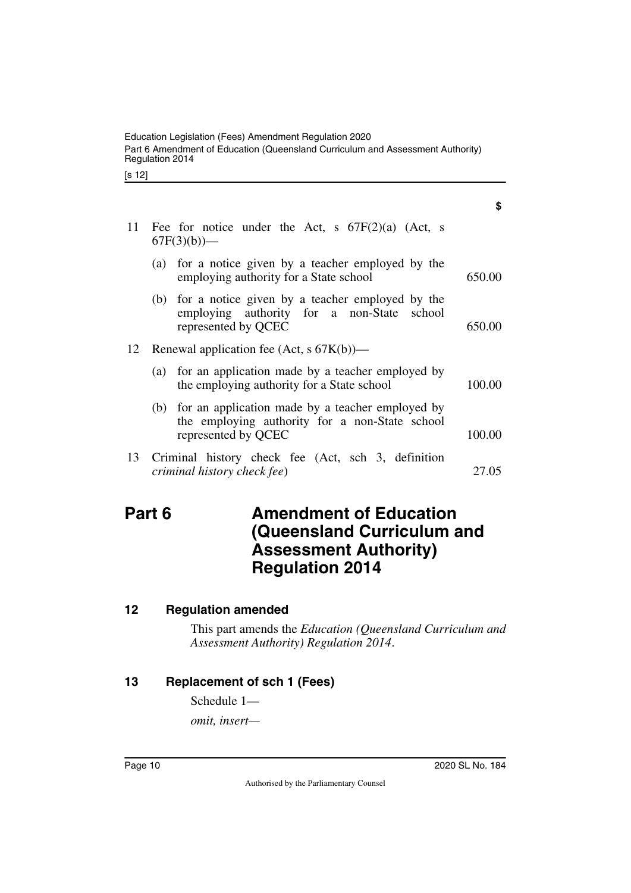| | | $ |
|---|---|---|
| 11 | Fee for notice under the Act, s 67F(2)(a) (Act, s 67F(3)(b))— | |
| | (a) for a notice given by a teacher employed by the employing authority for a State school | 650.00 |
| | (b) for a notice given by a teacher employed by the employing authority for a non-State school represented by QCEC | 650.00 |
| 12 | Renewal application fee (Act, s 67K(b))— | |
| | (a) for an application made by a teacher employed by the employing authority for a State school | 100.00 |
| | (b) for an application made by a teacher employed by the employing authority for a non-State school represented by QCEC | 100.00 |
| 13 | Criminal history check fee (Act, sch 3, definition *criminal history check fee*) | 27.05 |

# Part 6 Amendment of Education (Queensland Curriculum and Assessment Authority) Regulation 2014

## 12 Regulation amended

This part amends the *Education (Queensland Curriculum and Assessment Authority) Regulation 2014*.

## 13 Replacement of sch 1 (Fees)

Schedule 1—

*omit, insert—*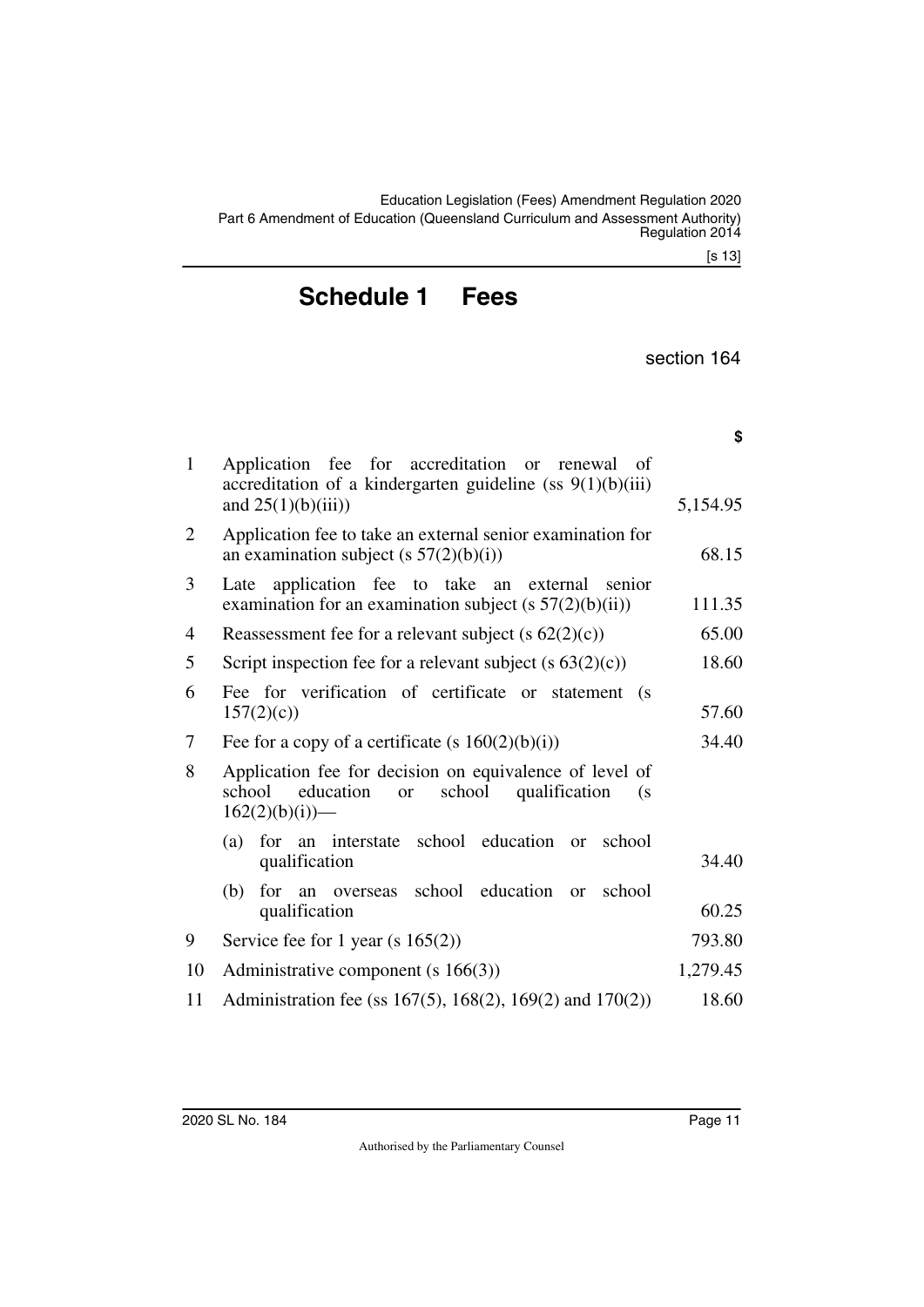# Schedule 1 Fees

section 164

| | | $ |
|---|---|---|
| 1 | Application fee for accreditation or renewal of accreditation of a kindergarten guideline (ss 9(1)(b)(iii) and 25(1)(b)(iii)) | 5,154.95 |
| 2 | Application fee to take an external senior examination for an examination subject (s 57(2)(b)(i)) | 68.15 |
| 3 | Late application fee to take an external senior examination for an examination subject (s 57(2)(b)(ii)) | 111.35 |
| 4 | Reassessment fee for a relevant subject (s 62(2)(c)) | 65.00 |
| 5 | Script inspection fee for a relevant subject (s 63(2)(c)) | 18.60 |
| 6 | Fee for verification of certificate or statement (s 157(2)(c)) | 57.60 |
| 7 | Fee for a copy of a certificate (s 160(2)(b)(i)) | 34.40 |
| 8 | Application fee for decision on equivalence of level of school education or school qualification (s 162(2)(b)(i))— | |
| | (a) for an interstate school education or school qualification | 34.40 |
| | (b) for an overseas school education or school qualification | 60.25 |
| 9 | Service fee for 1 year (s 165(2)) | 793.80 |
| 10 | Administrative component (s 166(3)) | 1,279.45 |
| 11 | Administration fee (ss 167(5), 168(2), 169(2) and 170(2)) | 18.60 |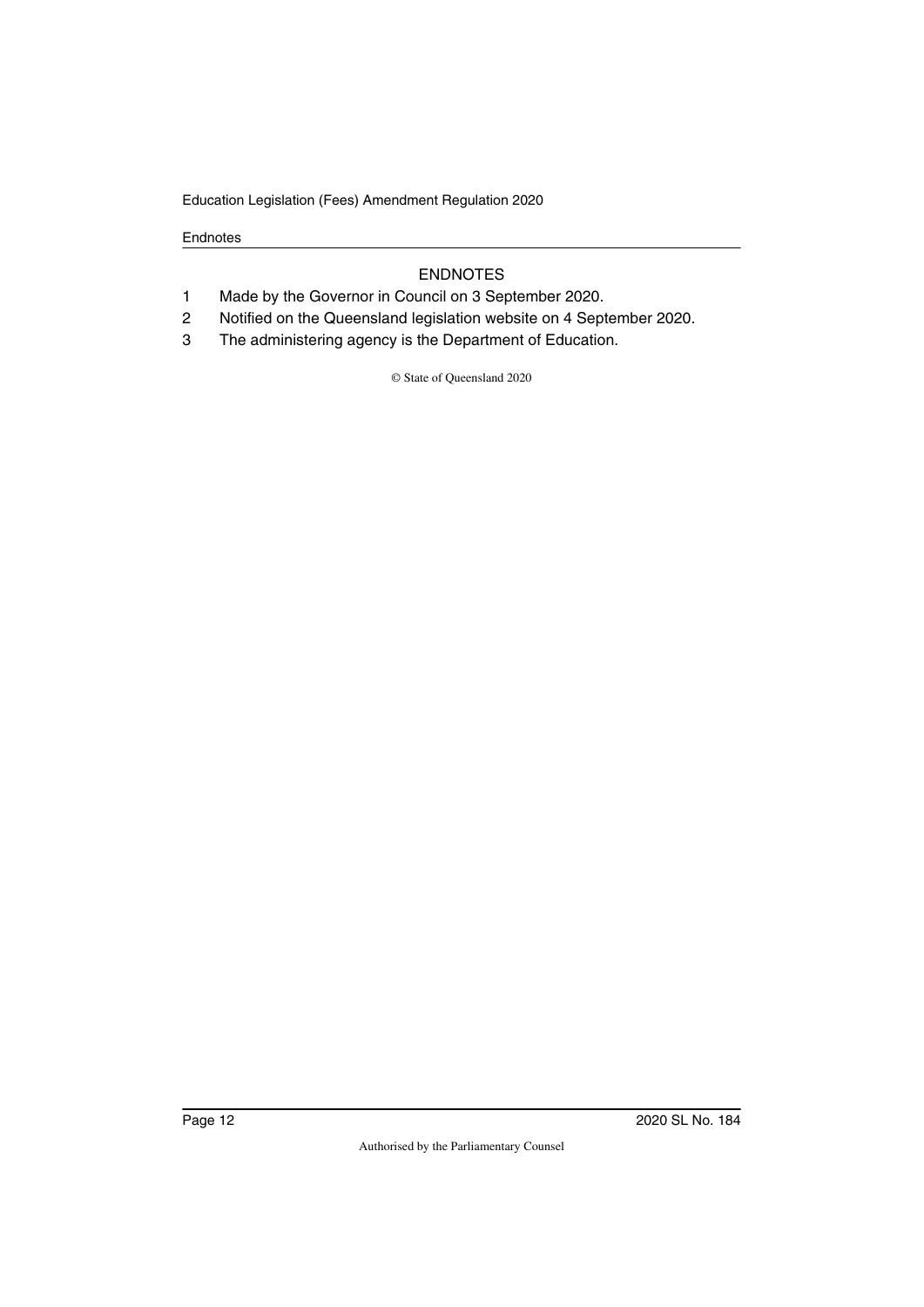## ENDNOTES

1 Made by the Governor in Council on 3 September 2020.

2 Notified on the Queensland legislation website on 4 September 2020.

3 The administering agency is the Department of Education.

© State of Queensland 2020